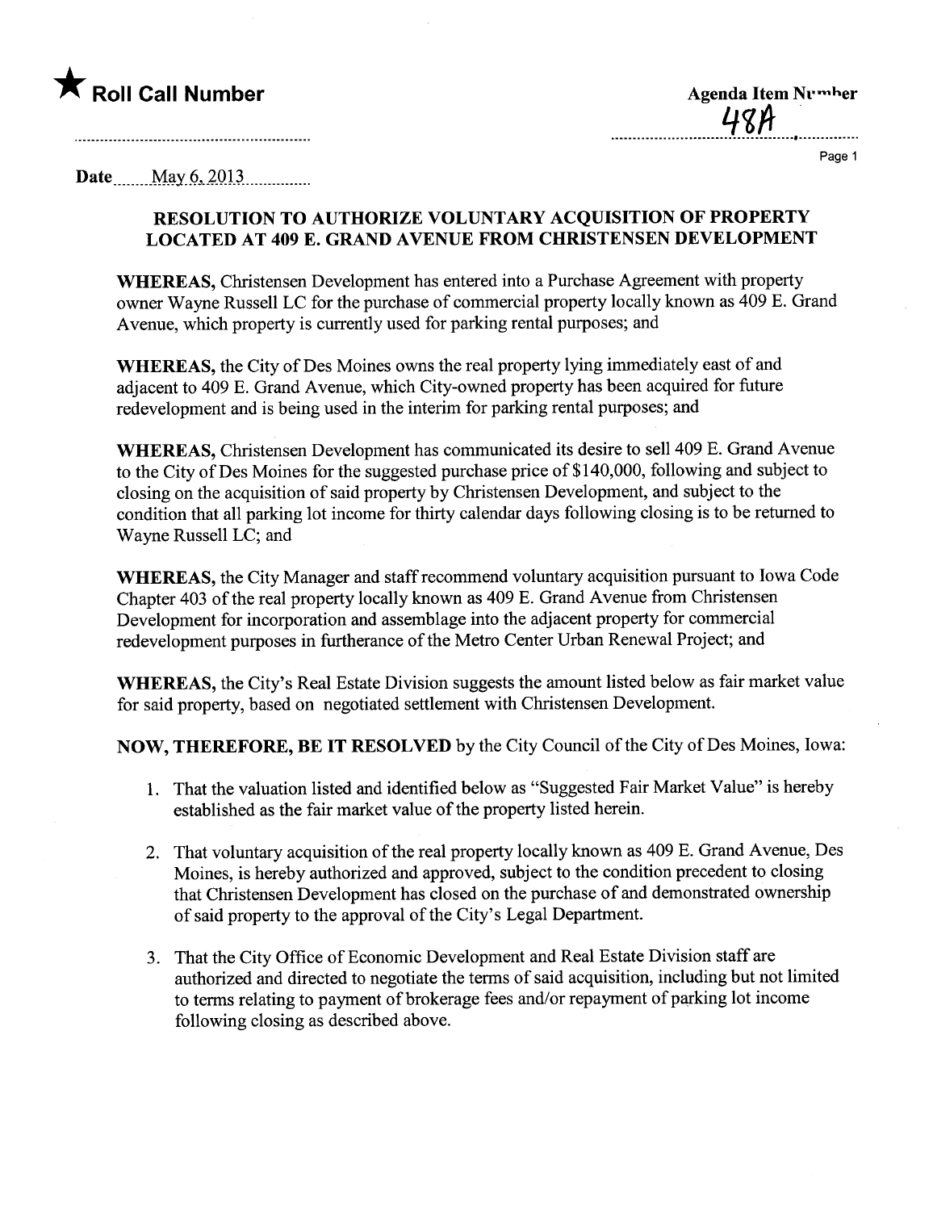★ **Roll Call Number**

**Agenda Item Number**
48A

**Date** May 6, 2013

**RESOLUTION TO AUTHORIZE VOLUNTARY ACQUISITION OF PROPERTY LOCATED AT 409 E. GRAND AVENUE FROM CHRISTENSEN DEVELOPMENT**

**WHEREAS,** Christensen Development has entered into a Purchase Agreement with property owner Wayne Russell LC for the purchase of commercial property locally known as 409 E. Grand Avenue, which property is currently used for parking rental purposes; and

**WHEREAS,** the City of Des Moines owns the real property lying immediately east of and adjacent to 409 E. Grand Avenue, which City-owned property has been acquired for future redevelopment and is being used in the interim for parking rental purposes; and

**WHEREAS,** Christensen Development has communicated its desire to sell 409 E. Grand Avenue to the City of Des Moines for the suggested purchase price of $140,000, following and subject to closing on the acquisition of said property by Christensen Development, and subject to the condition that all parking lot income for thirty calendar days following closing is to be returned to Wayne Russell LC; and

**WHEREAS,** the City Manager and staff recommend voluntary acquisition pursuant to Iowa Code Chapter 403 of the real property locally known as 409 E. Grand Avenue from Christensen Development for incorporation and assemblage into the adjacent property for commercial redevelopment purposes in furtherance of the Metro Center Urban Renewal Project; and

**WHEREAS,** the City's Real Estate Division suggests the amount listed below as fair market value for said property, based on negotiated settlement with Christensen Development.

**NOW, THEREFORE, BE IT RESOLVED** by the City Council of the City of Des Moines, Iowa:

1. That the valuation listed and identified below as "Suggested Fair Market Value" is hereby established as the fair market value of the property listed herein.

2. That voluntary acquisition of the real property locally known as 409 E. Grand Avenue, Des Moines, is hereby authorized and approved, subject to the condition precedent to closing that Christensen Development has closed on the purchase of and demonstrated ownership of said property to the approval of the City's Legal Department.

3. That the City Office of Economic Development and Real Estate Division staff are authorized and directed to negotiate the terms of said acquisition, including but not limited to terms relating to payment of brokerage fees and/or repayment of parking lot income following closing as described above.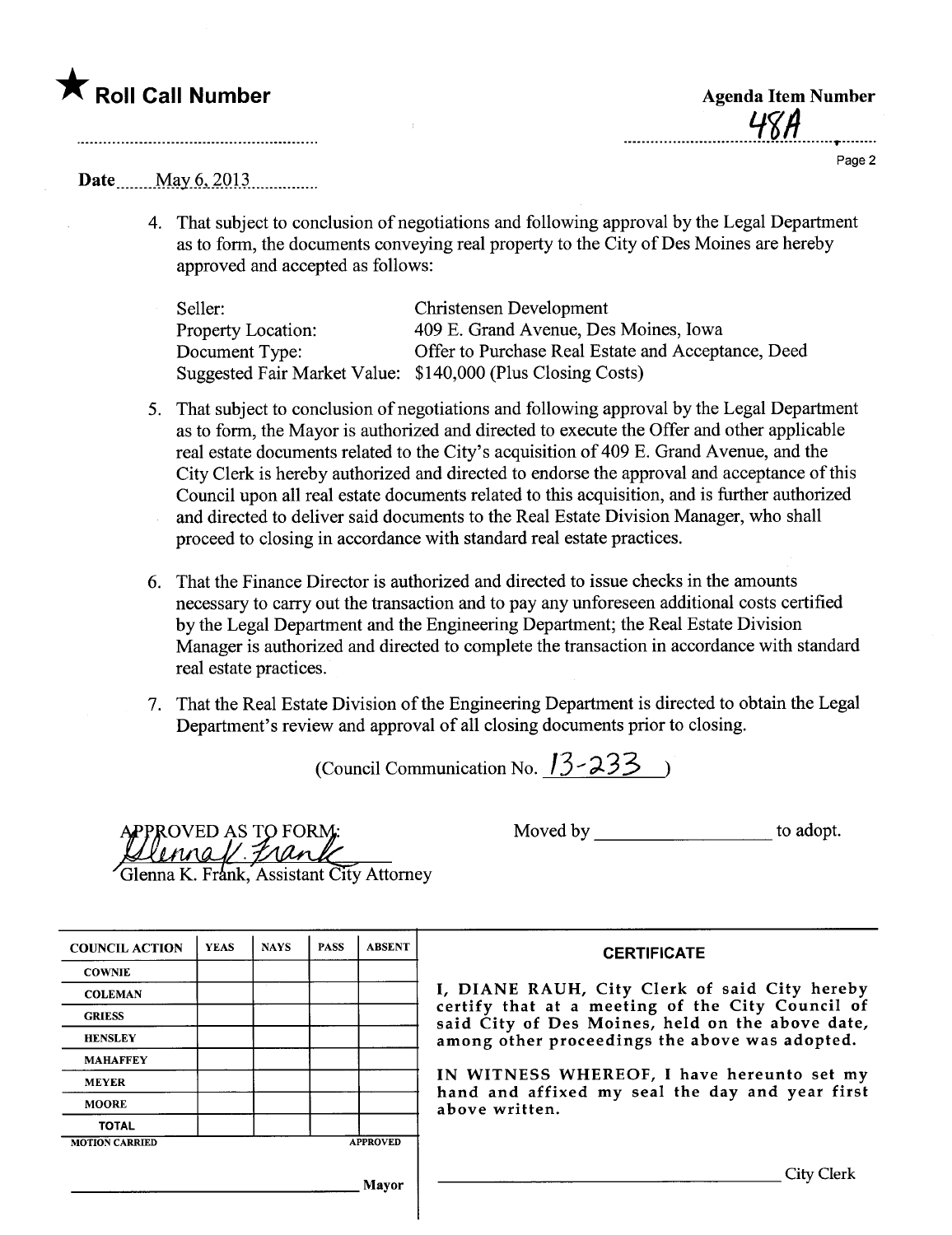★ **Roll Call Number**

**Agenda Item Number**

48A

**Date** May 6, 2013

4. That subject to conclusion of negotiations and following approval by the Legal Department as to form, the documents conveying real property to the City of Des Moines are hereby approved and accepted as follows:

| | |
|---|---|
| Seller: | Christensen Development |
| Property Location: | 409 E. Grand Avenue, Des Moines, Iowa |
| Document Type: | Offer to Purchase Real Estate and Acceptance, Deed |
| Suggested Fair Market Value: | $140,000 (Plus Closing Costs) |

5. That subject to conclusion of negotiations and following approval by the Legal Department as to form, the Mayor is authorized and directed to execute the Offer and other applicable real estate documents related to the City's acquisition of 409 E. Grand Avenue, and the City Clerk is hereby authorized and directed to endorse the approval and acceptance of this Council upon all real estate documents related to this acquisition, and is further authorized and directed to deliver said documents to the Real Estate Division Manager, who shall proceed to closing in accordance with standard real estate practices.

6. That the Finance Director is authorized and directed to issue checks in the amounts necessary to carry out the transaction and to pay any unforeseen additional costs certified by the Legal Department and the Engineering Department; the Real Estate Division Manager is authorized and directed to complete the transaction in accordance with standard real estate practices.

7. That the Real Estate Division of the Engineering Department is directed to obtain the Legal Department's review and approval of all closing documents prior to closing.

(Council Communication No. 13-233 )

APPROVED AS TO FORM:
Glenna K. Frank
Glenna K. Frank, Assistant City Attorney

Moved by ________________ to adopt.

| COUNCIL ACTION | YEAS | NAYS | PASS | ABSENT |
|---|---|---|---|---|
| COWNIE | | | | |
| COLEMAN | | | | |
| GRIESS | | | | |
| HENSLEY | | | | |
| MAHAFFEY | | | | |
| MEYER | | | | |
| MOORE | | | | |
| TOTAL | | | | |
| MOTION CARRIED | | | | APPROVED |

________________________ Mayor

**CERTIFICATE**

I, DIANE RAUH, City Clerk of said City hereby certify that at a meeting of the City Council of said City of Des Moines, held on the above date, among other proceedings the above was adopted.

IN WITNESS WHEREOF, I have hereunto set my hand and affixed my seal the day and year first above written.

________________________ City Clerk